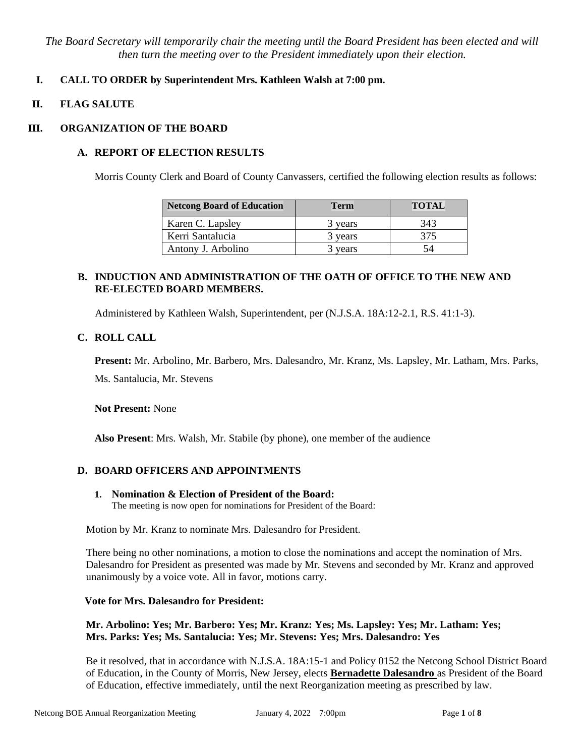*The Board Secretary will temporarily chair the meeting until the Board President has been elected and will then turn the meeting over to the President immediately upon their election.*

## I. CALL TO ORDER by Superintendent Mrs. Kathleen Walsh at 7:00 pm.

## II. FLAG SALUTE

## III. ORGANIZATION OF THE BOARD

### A. REPORT OF ELECTION RESULTS

Morris County Clerk and Board of County Canvassers, certified the following election results as follows:

| Netcong Board of Education | Term | TOTAL |
|---|---|---|
| Karen C. Lapsley | 3 years | 343 |
| Kerri Santalucia | 3 years | 375 |
| Antony J. Arbolino | 3 years | 54 |

### B. INDUCTION AND ADMINISTRATION OF THE OATH OF OFFICE TO THE NEW AND RE-ELECTED BOARD MEMBERS.

Administered by Kathleen Walsh, Superintendent, per (N.J.S.A. 18A:12-2.1, R.S. 41:1-3).

### C. ROLL CALL

**Present:** Mr. Arbolino, Mr. Barbero, Mrs. Dalesandro, Mr. Kranz, Ms. Lapsley, Mr. Latham, Mrs. Parks, Ms. Santalucia, Mr. Stevens

**Not Present:** None

**Also Present**: Mrs. Walsh, Mr. Stabile (by phone), one member of the audience

### D. BOARD OFFICERS AND APPOINTMENTS

**1. Nomination & Election of President of the Board:**
The meeting is now open for nominations for President of the Board:

Motion by Mr. Kranz to nominate Mrs. Dalesandro for President.

There being no other nominations, a motion to close the nominations and accept the nomination of Mrs. Dalesandro for President as presented was made by Mr. Stevens and seconded by Mr. Kranz and approved unanimously by a voice vote. All in favor, motions carry.

**Vote for Mrs. Dalesandro for President:**

**Mr. Arbolino: Yes; Mr. Barbero: Yes; Mr. Kranz: Yes; Ms. Lapsley: Yes; Mr. Latham: Yes; Mrs. Parks: Yes; Ms. Santalucia: Yes; Mr. Stevens: Yes; Mrs. Dalesandro: Yes**

Be it resolved, that in accordance with N.J.S.A. 18A:15-1 and Policy 0152 the Netcong School District Board of Education, in the County of Morris, New Jersey, elects **Bernadette Dalesandro** as President of the Board of Education, effective immediately, until the next Reorganization meeting as prescribed by law.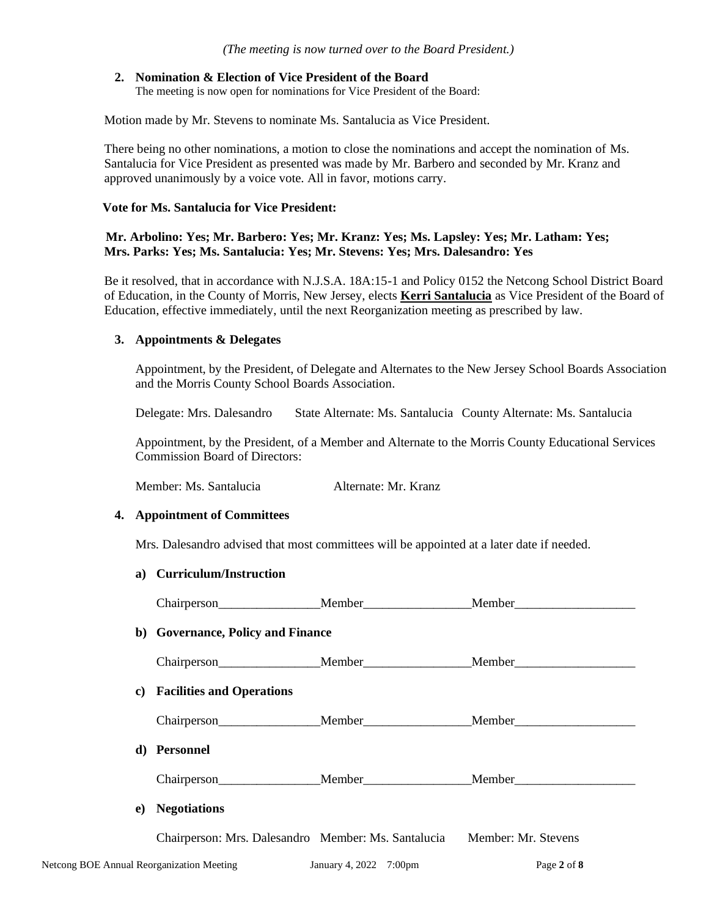*(The meeting is now turned over to the Board President.)*

**2. Nomination & Election of Vice President of the Board**

The meeting is now open for nominations for Vice President of the Board:

Motion made by Mr. Stevens to nominate Ms. Santalucia as Vice President.

There being no other nominations, a motion to close the nominations and accept the nomination of Ms. Santalucia for Vice President as presented was made by Mr. Barbero and seconded by Mr. Kranz and approved unanimously by a voice vote. All in favor, motions carry.

**Vote for Ms. Santalucia for Vice President:**

**Mr. Arbolino: Yes; Mr. Barbero: Yes; Mr. Kranz: Yes; Ms. Lapsley: Yes; Mr. Latham: Yes; Mrs. Parks: Yes; Ms. Santalucia: Yes; Mr. Stevens: Yes; Mrs. Dalesandro: Yes**

Be it resolved, that in accordance with N.J.S.A. 18A:15-1 and Policy 0152 the Netcong School District Board of Education, in the County of Morris, New Jersey, elects **Kerri Santalucia** as Vice President of the Board of Education, effective immediately, until the next Reorganization meeting as prescribed by law.

**3. Appointments & Delegates**

Appointment, by the President, of Delegate and Alternates to the New Jersey School Boards Association and the Morris County School Boards Association.

Delegate: Mrs. Dalesandro State Alternate: Ms. Santalucia County Alternate: Ms. Santalucia

Appointment, by the President, of a Member and Alternate to the Morris County Educational Services Commission Board of Directors:

Member: Ms. Santalucia Alternate: Mr. Kranz

**4. Appointment of Committees**

Mrs. Dalesandro advised that most committees will be appointed at a later date if needed.

**a) Curriculum/Instruction**

Chairperson________________Member_________________Member___________________

**b) Governance, Policy and Finance**

Chairperson________________Member_________________Member___________________

**c) Facilities and Operations**

Chairperson________________Member_________________Member___________________

**d) Personnel**

Chairperson________________Member_________________Member___________________

**e) Negotiations**

Chairperson: Mrs. Dalesandro Member: Ms. Santalucia Member: Mr. Stevens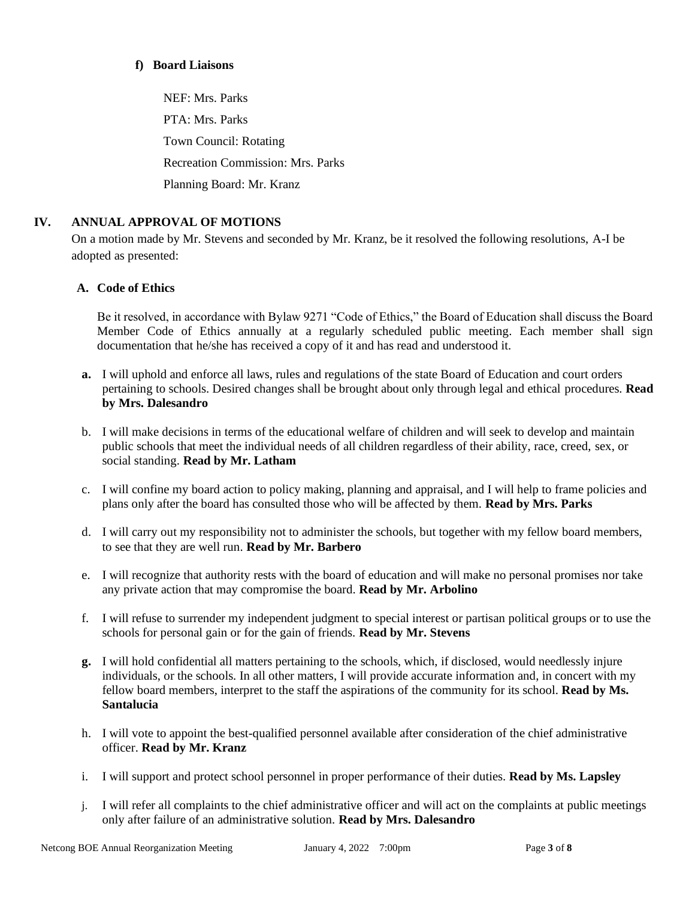**f) Board Liaisons**

NEF: Mrs. Parks

PTA: Mrs. Parks

Town Council: Rotating

Recreation Commission: Mrs. Parks

Planning Board: Mr. Kranz

## IV. ANNUAL APPROVAL OF MOTIONS

On a motion made by Mr. Stevens and seconded by Mr. Kranz, be it resolved the following resolutions, A-I be adopted as presented:

### A. Code of Ethics

Be it resolved, in accordance with Bylaw 9271 "Code of Ethics," the Board of Education shall discuss the Board Member Code of Ethics annually at a regularly scheduled public meeting. Each member shall sign documentation that he/she has received a copy of it and has read and understood it.

**a.** I will uphold and enforce all laws, rules and regulations of the state Board of Education and court orders pertaining to schools. Desired changes shall be brought about only through legal and ethical procedures. **Read by Mrs. Dalesandro**

b. I will make decisions in terms of the educational welfare of children and will seek to develop and maintain public schools that meet the individual needs of all children regardless of their ability, race, creed, sex, or social standing. **Read by Mr. Latham**

c. I will confine my board action to policy making, planning and appraisal, and I will help to frame policies and plans only after the board has consulted those who will be affected by them. **Read by Mrs. Parks**

d. I will carry out my responsibility not to administer the schools, but together with my fellow board members, to see that they are well run. **Read by Mr. Barbero**

e. I will recognize that authority rests with the board of education and will make no personal promises nor take any private action that may compromise the board. **Read by Mr. Arbolino**

f. I will refuse to surrender my independent judgment to special interest or partisan political groups or to use the schools for personal gain or for the gain of friends. **Read by Mr. Stevens**

**g.** I will hold confidential all matters pertaining to the schools, which, if disclosed, would needlessly injure individuals, or the schools. In all other matters, I will provide accurate information and, in concert with my fellow board members, interpret to the staff the aspirations of the community for its school. **Read by Ms. Santalucia**

h. I will vote to appoint the best-qualified personnel available after consideration of the chief administrative officer. **Read by Mr. Kranz**

i. I will support and protect school personnel in proper performance of their duties. **Read by Ms. Lapsley**

j. I will refer all complaints to the chief administrative officer and will act on the complaints at public meetings only after failure of an administrative solution. **Read by Mrs. Dalesandro**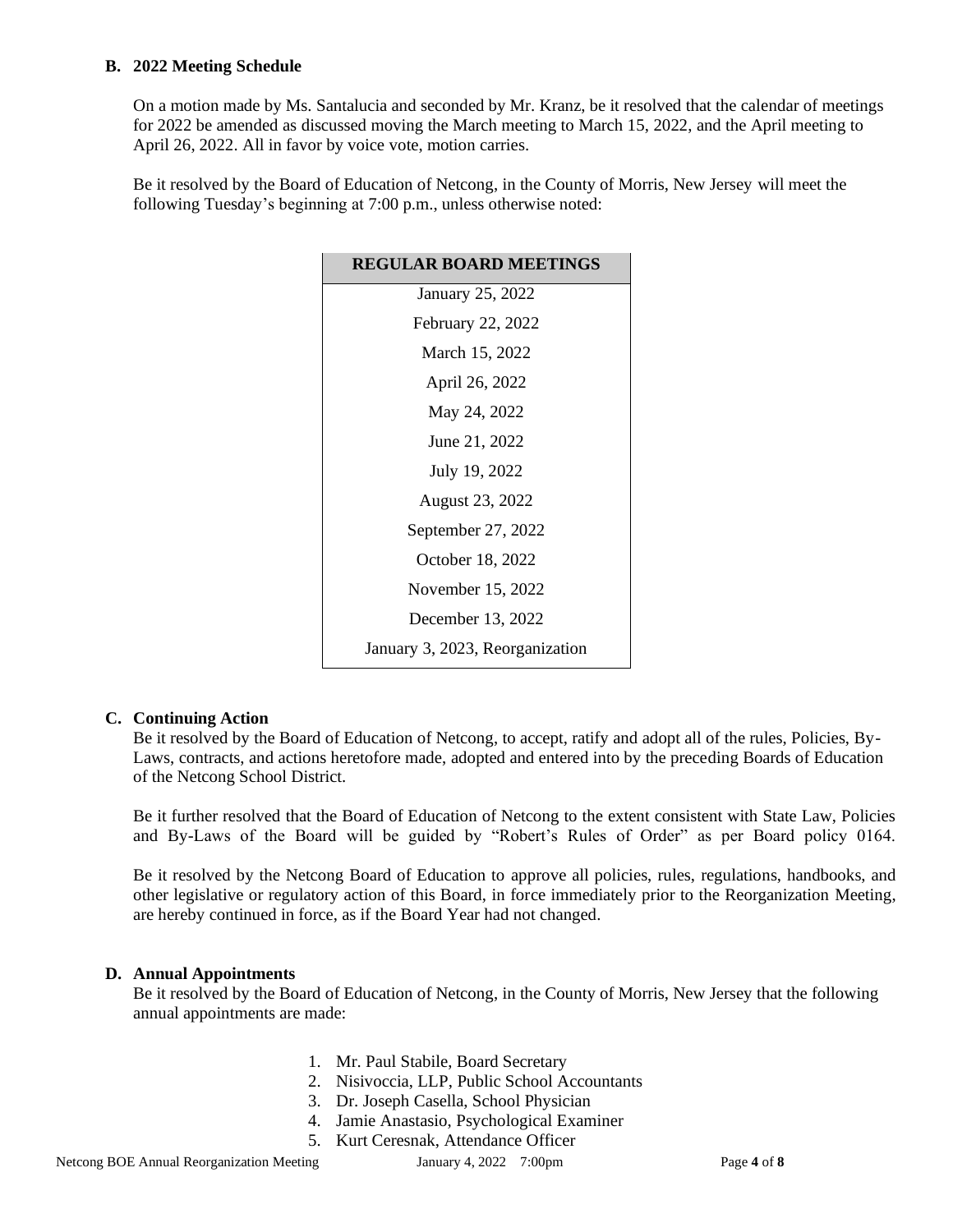### B. 2022 Meeting Schedule

On a motion made by Ms. Santalucia and seconded by Mr. Kranz, be it resolved that the calendar of meetings for 2022 be amended as discussed moving the March meeting to March 15, 2022, and the April meeting to April 26, 2022. All in favor by voice vote, motion carries.

Be it resolved by the Board of Education of Netcong, in the County of Morris, New Jersey will meet the following Tuesday's beginning at 7:00 p.m., unless otherwise noted:

| REGULAR BOARD MEETINGS |
|---|
| January 25, 2022 |
| February 22, 2022 |
| March 15, 2022 |
| April 26, 2022 |
| May 24, 2022 |
| June 21, 2022 |
| July 19, 2022 |
| August 23, 2022 |
| September 27, 2022 |
| October 18, 2022 |
| November 15, 2022 |
| December 13, 2022 |
| January 3, 2023, Reorganization |

### C. Continuing Action

Be it resolved by the Board of Education of Netcong, to accept, ratify and adopt all of the rules, Policies, By-Laws, contracts, and actions heretofore made, adopted and entered into by the preceding Boards of Education of the Netcong School District.

Be it further resolved that the Board of Education of Netcong to the extent consistent with State Law, Policies and By-Laws of the Board will be guided by "Robert's Rules of Order" as per Board policy 0164.

Be it resolved by the Netcong Board of Education to approve all policies, rules, regulations, handbooks, and other legislative or regulatory action of this Board, in force immediately prior to the Reorganization Meeting, are hereby continued in force, as if the Board Year had not changed.

### D. Annual Appointments

Be it resolved by the Board of Education of Netcong, in the County of Morris, New Jersey that the following annual appointments are made:

1. Mr. Paul Stabile, Board Secretary
2. Nisivoccia, LLP, Public School Accountants
3. Dr. Joseph Casella, School Physician
4. Jamie Anastasio, Psychological Examiner
5. Kurt Ceresnak, Attendance Officer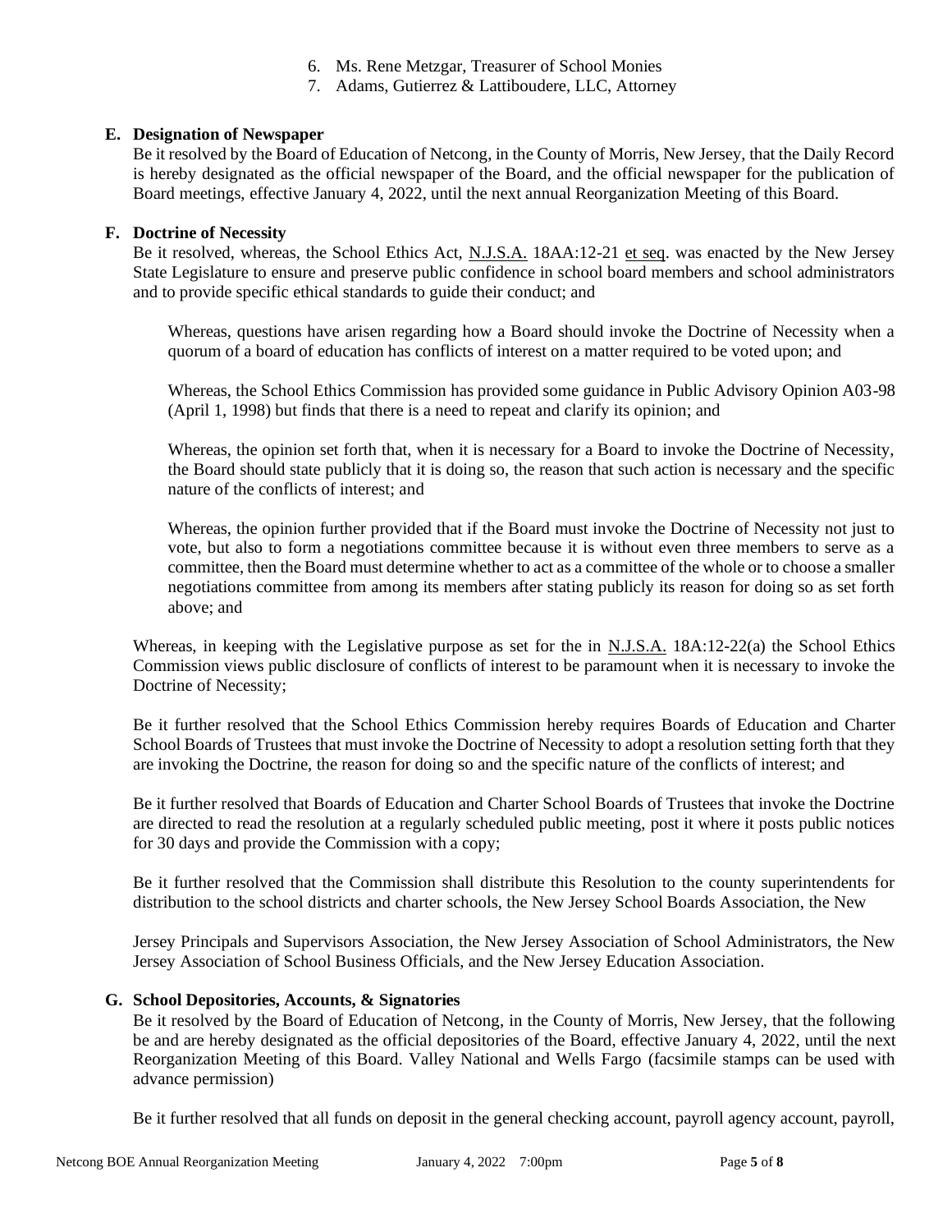6. Ms. Rene Metzgar, Treasurer of School Monies
7. Adams, Gutierrez & Lattiboudere, LLC, Attorney

**E. Designation of Newspaper**

Be it resolved by the Board of Education of Netcong, in the County of Morris, New Jersey, that the Daily Record is hereby designated as the official newspaper of the Board, and the official newspaper for the publication of Board meetings, effective January 4, 2022, until the next annual Reorganization Meeting of this Board.

**F. Doctrine of Necessity**

Be it resolved, whereas, the School Ethics Act, N.J.S.A. 18AA:12-21 et seq. was enacted by the New Jersey State Legislature to ensure and preserve public confidence in school board members and school administrators and to provide specific ethical standards to guide their conduct; and

> Whereas, questions have arisen regarding how a Board should invoke the Doctrine of Necessity when a quorum of a board of education has conflicts of interest on a matter required to be voted upon; and
>
> Whereas, the School Ethics Commission has provided some guidance in Public Advisory Opinion A03-98 (April 1, 1998) but finds that there is a need to repeat and clarify its opinion; and
>
> Whereas, the opinion set forth that, when it is necessary for a Board to invoke the Doctrine of Necessity, the Board should state publicly that it is doing so, the reason that such action is necessary and the specific nature of the conflicts of interest; and
>
> Whereas, the opinion further provided that if the Board must invoke the Doctrine of Necessity not just to vote, but also to form a negotiations committee because it is without even three members to serve as a committee, then the Board must determine whether to act as a committee of the whole or to choose a smaller negotiations committee from among its members after stating publicly its reason for doing so as set forth above; and

Whereas, in keeping with the Legislative purpose as set for the in N.J.S.A. 18A:12-22(a) the School Ethics Commission views public disclosure of conflicts of interest to be paramount when it is necessary to invoke the Doctrine of Necessity;

Be it further resolved that the School Ethics Commission hereby requires Boards of Education and Charter School Boards of Trustees that must invoke the Doctrine of Necessity to adopt a resolution setting forth that they are invoking the Doctrine, the reason for doing so and the specific nature of the conflicts of interest; and

Be it further resolved that Boards of Education and Charter School Boards of Trustees that invoke the Doctrine are directed to read the resolution at a regularly scheduled public meeting, post it where it posts public notices for 30 days and provide the Commission with a copy;

Be it further resolved that the Commission shall distribute this Resolution to the county superintendents for distribution to the school districts and charter schools, the New Jersey School Boards Association, the New Jersey Principals and Supervisors Association, the New Jersey Association of School Administrators, the New Jersey Association of School Business Officials, and the New Jersey Education Association.

**G. School Depositories, Accounts, & Signatories**

Be it resolved by the Board of Education of Netcong, in the County of Morris, New Jersey, that the following be and are hereby designated as the official depositories of the Board, effective January 4, 2022, until the next Reorganization Meeting of this Board. Valley National and Wells Fargo (facsimile stamps can be used with advance permission)

Be it further resolved that all funds on deposit in the general checking account, payroll agency account, payroll,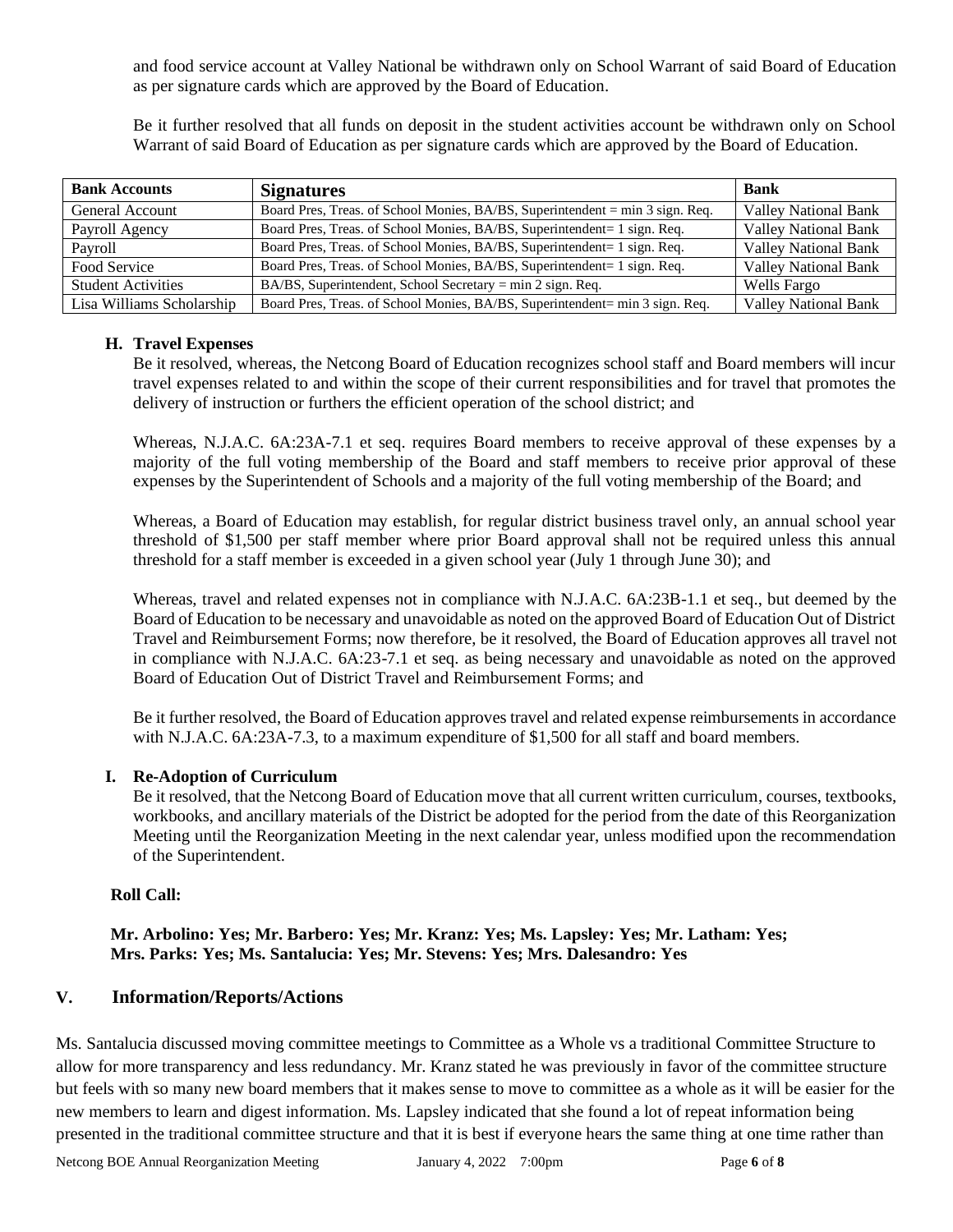and food service account at Valley National be withdrawn only on School Warrant of said Board of Education as per signature cards which are approved by the Board of Education.

Be it further resolved that all funds on deposit in the student activities account be withdrawn only on School Warrant of said Board of Education as per signature cards which are approved by the Board of Education.

| Bank Accounts | Signatures | Bank |
|---|---|---|
| General Account | Board Pres, Treas. of School Monies, BA/BS, Superintendent = min 3 sign. Req. | Valley National Bank |
| Payroll Agency | Board Pres, Treas. of School Monies, BA/BS, Superintendent= 1 sign. Req. | Valley National Bank |
| Payroll | Board Pres, Treas. of School Monies, BA/BS, Superintendent= 1 sign. Req. | Valley National Bank |
| Food Service | Board Pres, Treas. of School Monies, BA/BS, Superintendent= 1 sign. Req. | Valley National Bank |
| Student Activities | BA/BS, Superintendent, School Secretary = min 2 sign. Req. | Wells Fargo |
| Lisa Williams Scholarship | Board Pres, Treas. of School Monies, BA/BS, Superintendent= min 3 sign. Req. | Valley National Bank |

**H. Travel Expenses**

Be it resolved, whereas, the Netcong Board of Education recognizes school staff and Board members will incur travel expenses related to and within the scope of their current responsibilities and for travel that promotes the delivery of instruction or furthers the efficient operation of the school district; and

Whereas, N.J.A.C. 6A:23A-7.1 et seq. requires Board members to receive approval of these expenses by a majority of the full voting membership of the Board and staff members to receive prior approval of these expenses by the Superintendent of Schools and a majority of the full voting membership of the Board; and

Whereas, a Board of Education may establish, for regular district business travel only, an annual school year threshold of $1,500 per staff member where prior Board approval shall not be required unless this annual threshold for a staff member is exceeded in a given school year (July 1 through June 30); and

Whereas, travel and related expenses not in compliance with N.J.A.C. 6A:23B-1.1 et seq., but deemed by the Board of Education to be necessary and unavoidable as noted on the approved Board of Education Out of District Travel and Reimbursement Forms; now therefore, be it resolved, the Board of Education approves all travel not in compliance with N.J.A.C. 6A:23-7.1 et seq. as being necessary and unavoidable as noted on the approved Board of Education Out of District Travel and Reimbursement Forms; and

Be it further resolved, the Board of Education approves travel and related expense reimbursements in accordance with N.J.A.C. 6A:23A-7.3, to a maximum expenditure of $1,500 for all staff and board members.

**I. Re-Adoption of Curriculum**

Be it resolved, that the Netcong Board of Education move that all current written curriculum, courses, textbooks, workbooks, and ancillary materials of the District be adopted for the period from the date of this Reorganization Meeting until the Reorganization Meeting in the next calendar year, unless modified upon the recommendation of the Superintendent.

**Roll Call:**

**Mr. Arbolino: Yes; Mr. Barbero: Yes; Mr. Kranz: Yes; Ms. Lapsley: Yes; Mr. Latham: Yes; Mrs. Parks: Yes; Ms. Santalucia: Yes; Mr. Stevens: Yes; Mrs. Dalesandro: Yes**

## V. Information/Reports/Actions

Ms. Santalucia discussed moving committee meetings to Committee as a Whole vs a traditional Committee Structure to allow for more transparency and less redundancy. Mr. Kranz stated he was previously in favor of the committee structure but feels with so many new board members that it makes sense to move to committee as a whole as it will be easier for the new members to learn and digest information. Ms. Lapsley indicated that she found a lot of repeat information being presented in the traditional committee structure and that it is best if everyone hears the same thing at one time rather than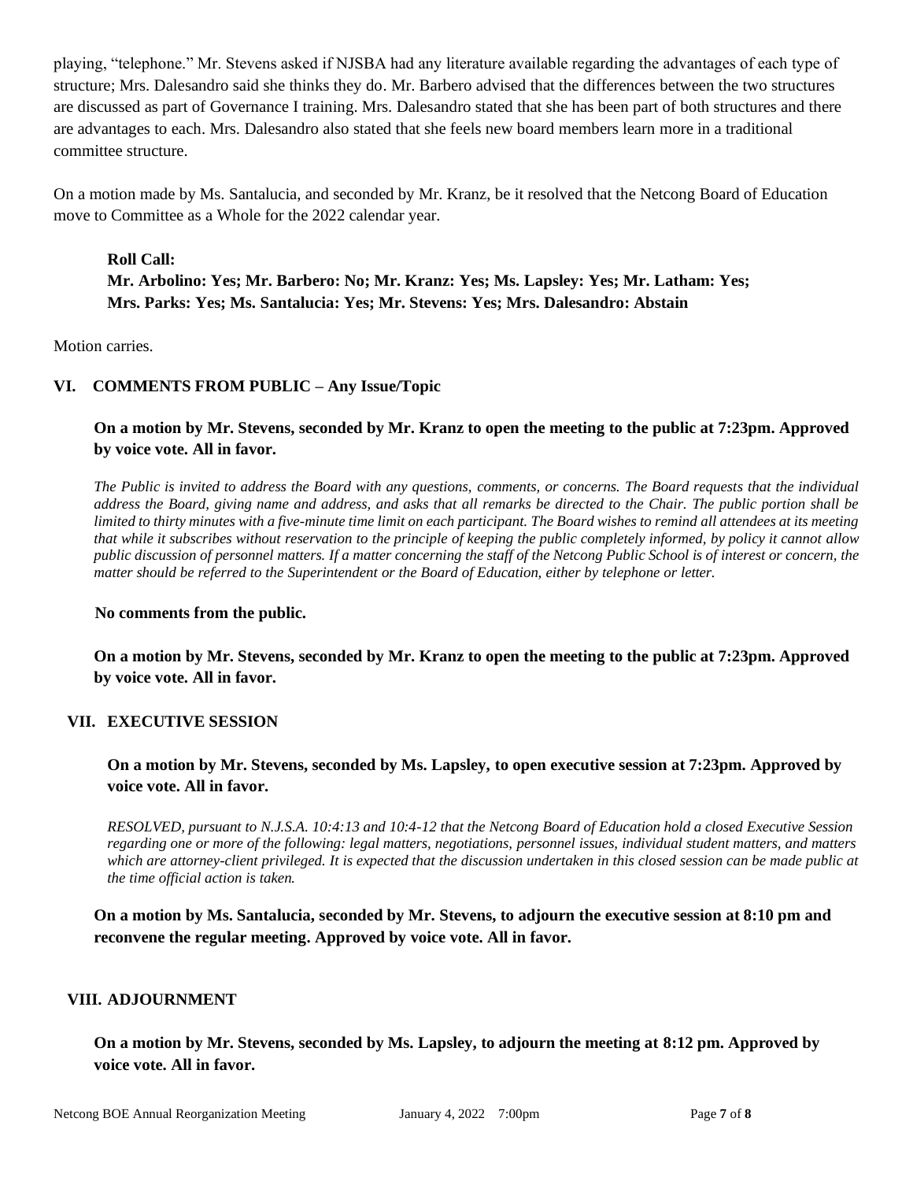playing, "telephone." Mr. Stevens asked if NJSBA had any literature available regarding the advantages of each type of structure; Mrs. Dalesandro said she thinks they do. Mr. Barbero advised that the differences between the two structures are discussed as part of Governance I training. Mrs. Dalesandro stated that she has been part of both structures and there are advantages to each. Mrs. Dalesandro also stated that she feels new board members learn more in a traditional committee structure.

On a motion made by Ms. Santalucia, and seconded by Mr. Kranz, be it resolved that the Netcong Board of Education move to Committee as a Whole for the 2022 calendar year.

**Roll Call:**
**Mr. Arbolino: Yes; Mr. Barbero: No; Mr. Kranz: Yes; Ms. Lapsley: Yes; Mr. Latham: Yes; Mrs. Parks: Yes; Ms. Santalucia: Yes; Mr. Stevens: Yes; Mrs. Dalesandro: Abstain**

Motion carries.

## VI. COMMENTS FROM PUBLIC – Any Issue/Topic

**On a motion by Mr. Stevens, seconded by Mr. Kranz to open the meeting to the public at 7:23pm. Approved by voice vote. All in favor.**

*The Public is invited to address the Board with any questions, comments, or concerns. The Board requests that the individual address the Board, giving name and address, and asks that all remarks be directed to the Chair. The public portion shall be limited to thirty minutes with a five-minute time limit on each participant. The Board wishes to remind all attendees at its meeting that while it subscribes without reservation to the principle of keeping the public completely informed, by policy it cannot allow public discussion of personnel matters. If a matter concerning the staff of the Netcong Public School is of interest or concern, the matter should be referred to the Superintendent or the Board of Education, either by telephone or letter.*

**No comments from the public.**

**On a motion by Mr. Stevens, seconded by Mr. Kranz to open the meeting to the public at 7:23pm. Approved by voice vote. All in favor.**

## VII. EXECUTIVE SESSION

**On a motion by Mr. Stevens, seconded by Ms. Lapsley, to open executive session at 7:23pm. Approved by voice vote. All in favor.**

*RESOLVED, pursuant to N.J.S.A. 10:4:13 and 10:4-12 that the Netcong Board of Education hold a closed Executive Session regarding one or more of the following: legal matters, negotiations, personnel issues, individual student matters, and matters which are attorney-client privileged. It is expected that the discussion undertaken in this closed session can be made public at the time official action is taken.*

**On a motion by Ms. Santalucia, seconded by Mr. Stevens, to adjourn the executive session at 8:10 pm and reconvene the regular meeting. Approved by voice vote. All in favor.**

## VIII. ADJOURNMENT

**On a motion by Mr. Stevens, seconded by Ms. Lapsley, to adjourn the meeting at 8:12 pm. Approved by voice vote. All in favor.**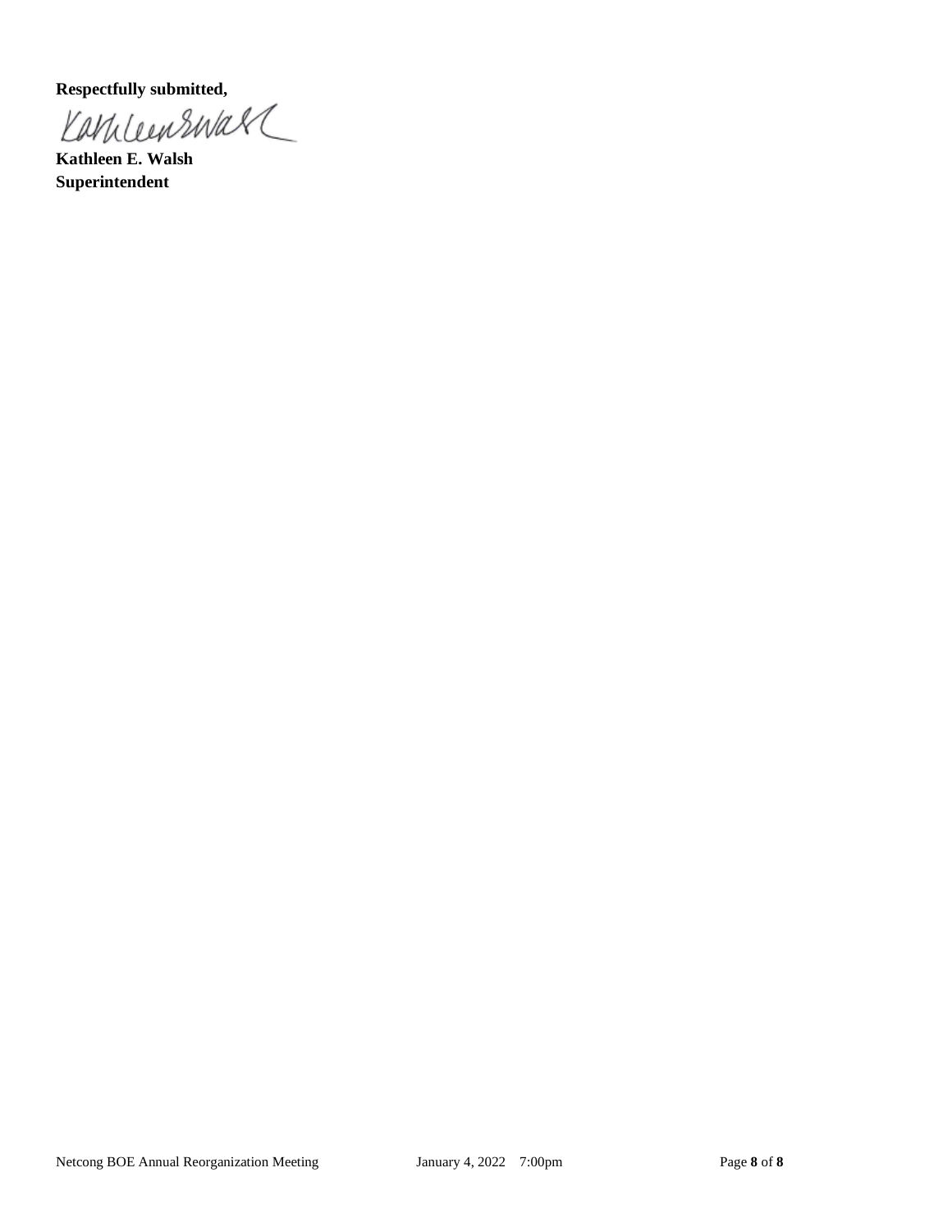**Respectfully submitted,**

**Kathleen E. Walsh**
**Superintendent**